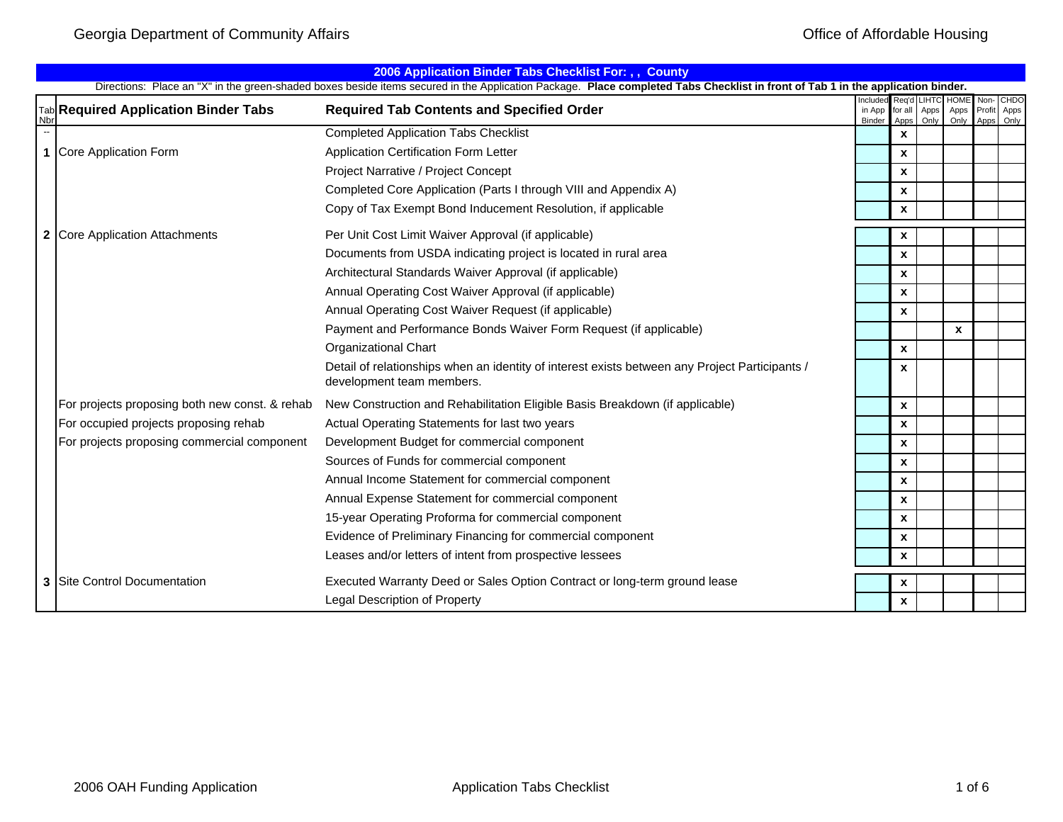Georgia Department of Community Affairs — Office of Affordable Housing

## 2006 Application Binder Tabs Checklist For: , , County

Directions: Place an "X" in the green-shaded boxes beside items secured in the Application Package. **Place completed Tabs Checklist in front of Tab 1 in the application binder.**

| Tab Nbr | Required Application Binder Tabs | Required Tab Contents and Specified Order | Included in App Binder | Req'd for all Apps | LIHTC Apps Only | HOME Apps Only | Non-Profit Apps | CHDO Apps Only |
|---|---|---|---|---|---|---|---|---|
| -- | | Completed Application Tabs Checklist | | x | | | | |
| 1 | Core Application Form | Application Certification Form Letter | | x | | | | |
| | | Project Narrative / Project Concept | | x | | | | |
| | | Completed Core Application (Parts I through VIII and Appendix A) | | x | | | | |
| | | Copy of Tax Exempt Bond Inducement Resolution, if applicable | | x | | | | |
| 2 | Core Application Attachments | Per Unit Cost Limit Waiver Approval (if applicable) | | x | | | | |
| | | Documents from USDA indicating project is located in rural area | | x | | | | |
| | | Architectural Standards Waiver Approval (if applicable) | | x | | | | |
| | | Annual Operating Cost Waiver Approval (if applicable) | | x | | | | |
| | | Annual Operating Cost Waiver Request (if applicable) | | x | | | | |
| | | Payment and Performance Bonds Waiver Form Request (if applicable) | | | | x | | |
| | | Organizational Chart | | x | | | | |
| | | Detail of relationships when an identity of interest exists between any Project Participants / development team members. | | x | | | | |
| | For projects proposing both new const. & rehab | New Construction and Rehabilitation Eligible Basis Breakdown (if applicable) | | x | | | | |
| | For occupied projects proposing rehab | Actual Operating Statements for last two years | | x | | | | |
| | For projects proposing commercial component | Development Budget for commercial component | | x | | | | |
| | | Sources of Funds for commercial component | | x | | | | |
| | | Annual Income Statement for commercial component | | x | | | | |
| | | Annual Expense Statement for commercial component | | x | | | | |
| | | 15-year Operating Proforma for commercial component | | x | | | | |
| | | Evidence of Preliminary Financing for commercial component | | x | | | | |
| | | Leases and/or letters of intent from prospective lessees | | x | | | | |
| 3 | Site Control Documentation | Executed Warranty Deed or Sales Option Contract or long-term ground lease | | x | | | | |
| | | Legal Description of Property | | x | | | | |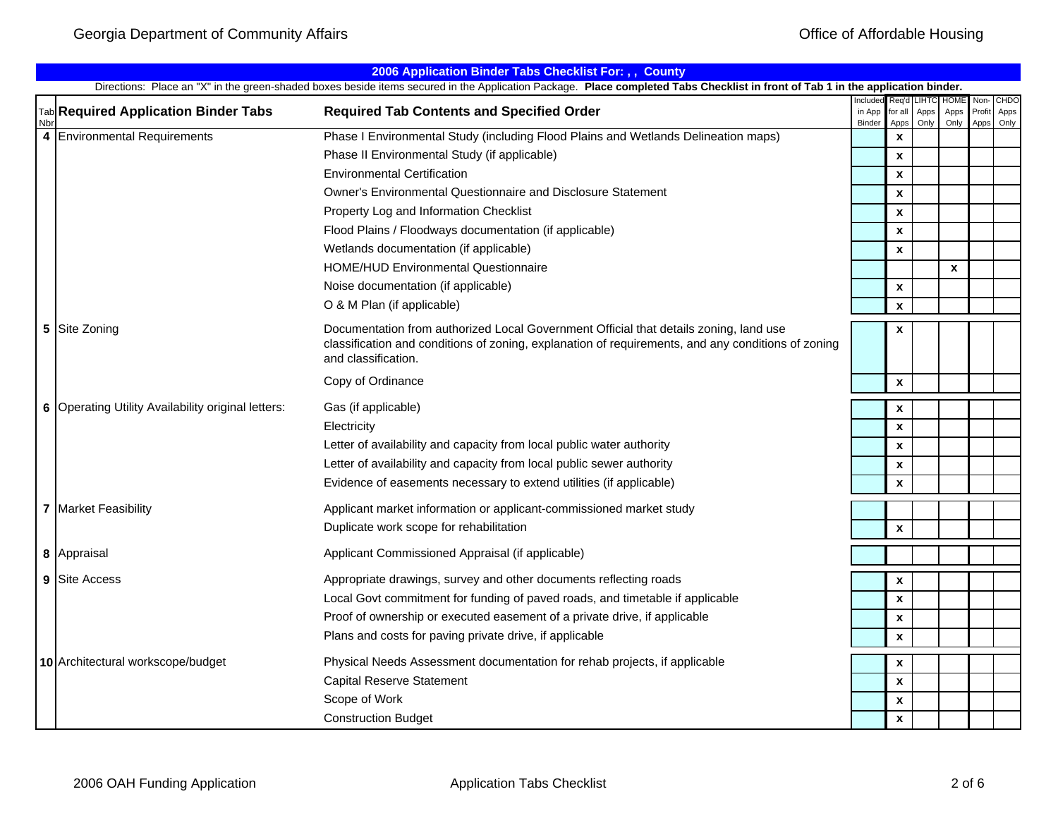Georgia Department of Community Affairs

Office of Affordable Housing

**2006 Application Binder Tabs Checklist For: , , County**

Directions: Place an "X" in the green-shaded boxes beside items secured in the Application Package. **Place completed Tabs Checklist in front of Tab 1 in the application binder.**

| Tab Nbr | Required Application Binder Tabs | Required Tab Contents and Specified Order | Included in App Binder | Req'd for all Apps | LIHTC Apps Only | HOME Apps Only | Non-Profit Apps | CHDO Apps Only |
|---|---|---|---|---|---|---|---|---|
| 4 | Environmental Requirements | Phase I Environmental Study (including Flood Plains and Wetlands Delineation maps) | | x | | | | |
| | | Phase II Environmental Study (if applicable) | | x | | | | |
| | | Environmental Certification | | x | | | | |
| | | Owner's Environmental Questionnaire and Disclosure Statement | | x | | | | |
| | | Property Log and Information Checklist | | x | | | | |
| | | Flood Plains / Floodways documentation (if applicable) | | x | | | | |
| | | Wetlands documentation (if applicable) | | x | | | | |
| | | HOME/HUD Environmental Questionnaire | | | | x | | |
| | | Noise documentation (if applicable) | | x | | | | |
| | | O & M Plan (if applicable) | | x | | | | |
| 5 | Site Zoning | Documentation from authorized Local Government Official that details zoning, land use classification and conditions of zoning, explanation of requirements, and any conditions of zoning and classification. | | x | | | | |
| | | Copy of Ordinance | | x | | | | |
| 6 | Operating Utility Availability original letters: | Gas (if applicable) | | x | | | | |
| | | Electricity | | x | | | | |
| | | Letter of availability and capacity from local public water authority | | x | | | | |
| | | Letter of availability and capacity from local public sewer authority | | x | | | | |
| | | Evidence of easements necessary to extend utilities (if applicable) | | x | | | | |
| 7 | Market Feasibility | Applicant market information or applicant-commissioned market study | | | | | | |
| | | Duplicate work scope for rehabilitation | | x | | | | |
| 8 | Appraisal | Applicant Commissioned Appraisal (if applicable) | | | | | | |
| 9 | Site Access | Appropriate drawings, survey and other documents reflecting roads | | x | | | | |
| | | Local Govt commitment for funding of paved roads, and timetable if applicable | | x | | | | |
| | | Proof of ownership or executed easement of a private drive, if applicable | | x | | | | |
| | | Plans and costs for paving private drive, if applicable | | x | | | | |
| 10 | Architectural workscope/budget | Physical Needs Assessment documentation for rehab projects, if applicable | | x | | | | |
| | | Capital Reserve Statement | | x | | | | |
| | | Scope of Work | | x | | | | |
| | | Construction Budget | | x | | | | |

2006 OAH Funding Application

Application Tabs Checklist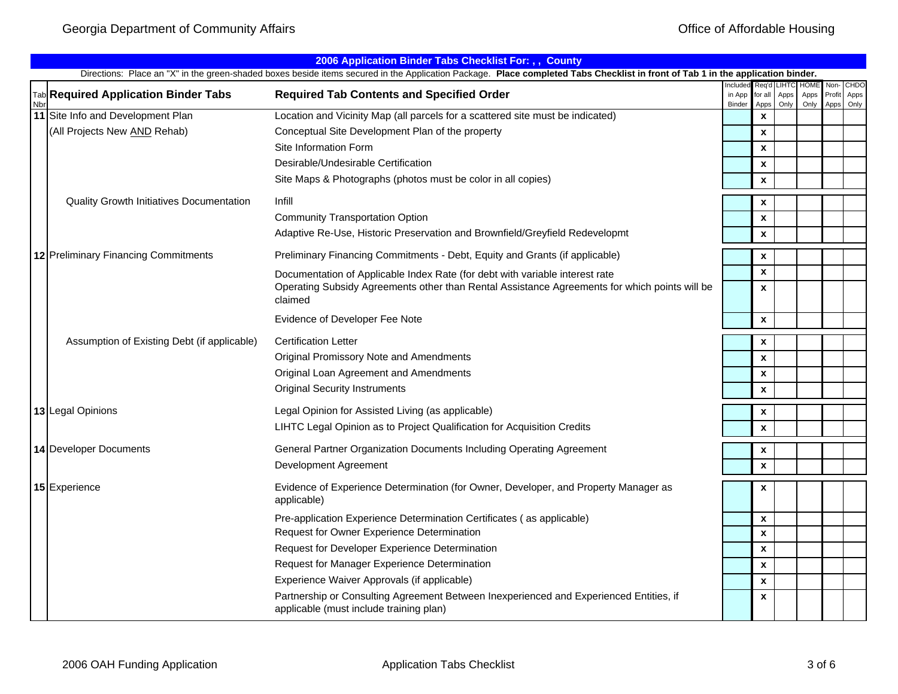## 2006 Application Binder Tabs Checklist For: , , County

Directions: Place an "X" in the green-shaded boxes beside items secured in the Application Package. **Place completed Tabs Checklist in front of Tab 1 in the application binder.**

| Tab Nbr | Required Application Binder Tabs | Required Tab Contents and Specified Order | Included in App Binder | Req'd for all Apps | LIHTC Apps Only | HOME Apps Only | Non-Profit Apps | CHDO Apps Only |
|---|---|---|---|---|---|---|---|---|
| **11** | Site Info and Development Plan | Location and Vicinity Map (all parcels for a scattered site must be indicated) | | x | | | | |
| | (All Projects New AND Rehab) | Conceptual Site Development Plan of the property | | x | | | | |
| | | Site Information Form | | x | | | | |
| | | Desirable/Undesirable Certification | | x | | | | |
| | | Site Maps & Photographs (photos must be color in all copies) | | x | | | | |
| | Quality Growth Initiatives Documentation | Infill | | x | | | | |
| | | Community Transportation Option | | x | | | | |
| | | Adaptive Re-Use, Historic Preservation and Brownfield/Greyfield Redevelopmt | | x | | | | |
| **12** | Preliminary Financing Commitments | Preliminary Financing Commitments - Debt, Equity and Grants (if applicable) | | x | | | | |
| | | Documentation of Applicable Index Rate (for debt with variable interest rate | | x | | | | |
| | | Operating Subsidy Agreements other than Rental Assistance Agreements for which points will be claimed | | x | | | | |
| | | Evidence of Developer Fee Note | | x | | | | |
| | Assumption of Existing Debt (if applicable) | Certification Letter | | x | | | | |
| | | Original Promissory Note and Amendments | | x | | | | |
| | | Original Loan Agreement and Amendments | | x | | | | |
| | | Original Security Instruments | | x | | | | |
| **13** | Legal Opinions | Legal Opinion for Assisted Living (as applicable) | | x | | | | |
| | | LIHTC Legal Opinion as to Project Qualification for Acquisition Credits | | x | | | | |
| **14** | Developer Documents | General Partner Organization Documents Including Operating Agreement | | x | | | | |
| | | Development Agreement | | x | | | | |
| **15** | Experience | Evidence of Experience Determination (for Owner, Developer, and Property Manager as applicable) | | x | | | | |
| | | Pre-application Experience Determination Certificates ( as applicable) | | x | | | | |
| | | Request for Owner Experience Determination | | x | | | | |
| | | Request for Developer Experience Determination | | x | | | | |
| | | Request for Manager Experience Determination | | x | | | | |
| | | Experience Waiver Approvals (if applicable) | | x | | | | |
| | | Partnership or Consulting Agreement Between Inexperienced and Experienced Entities, if applicable (must include training plan) | | x | | | | |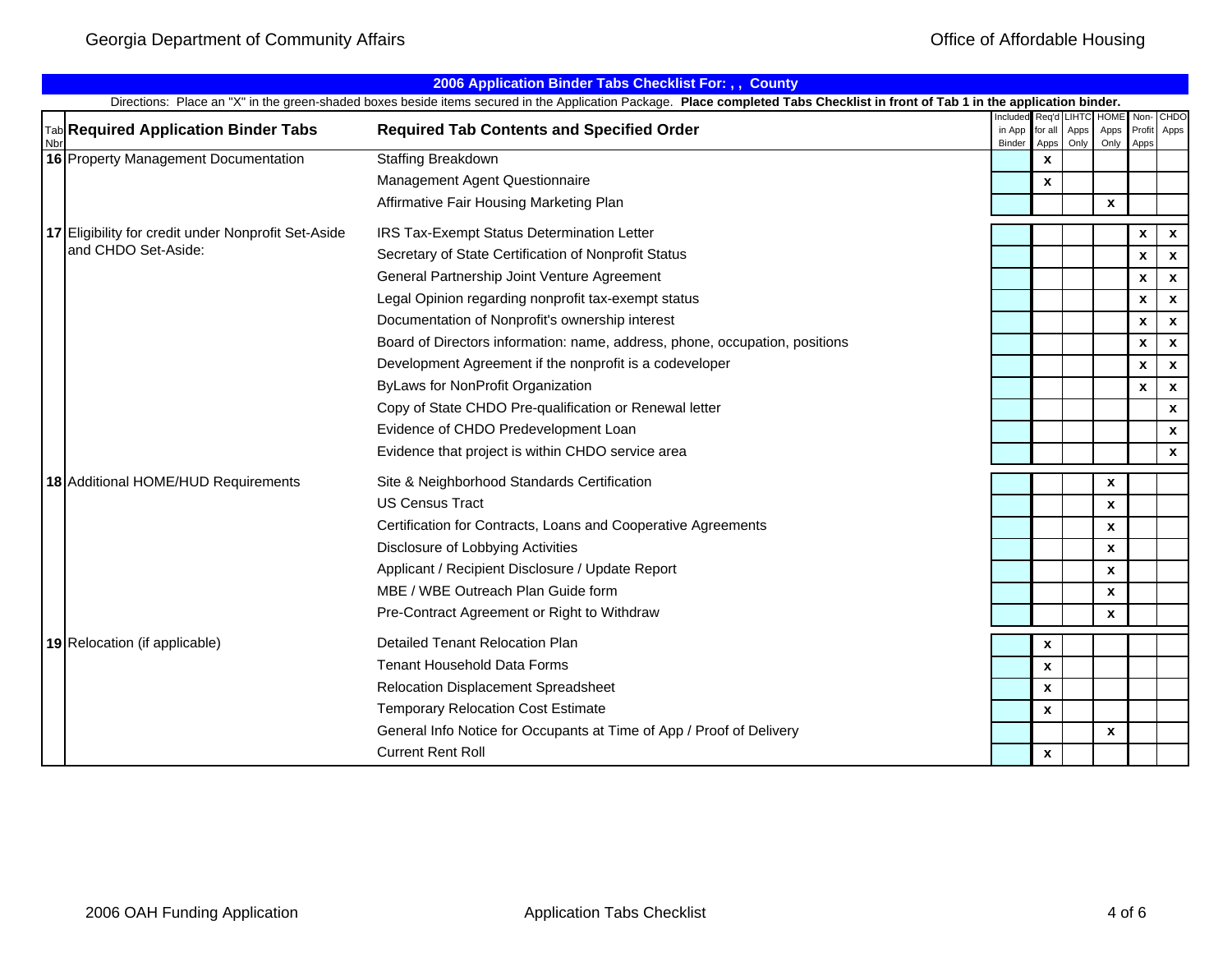## 2006 Application Binder Tabs Checklist For: , , County

Directions: Place an "X" in the green-shaded boxes beside items secured in the Application Package. **Place completed Tabs Checklist in front of Tab 1 in the application binder.**

| Tab Nbr | Required Application Binder Tabs | Required Tab Contents and Specified Order | Included in App Binder | Req'd for all Apps | LIHTC Apps Only | HOME Apps Only | Non-Profit Apps | CHDO Apps |
|---|---|---|---|---|---|---|---|---|
| **16** | Property Management Documentation | Staffing Breakdown | | x | | | | |
| | | Management Agent Questionnaire | | x | | | | |
| | | Affirmative Fair Housing Marketing Plan | | | | x | | |
| **17** | Eligibility for credit under Nonprofit Set-Aside and CHDO Set-Aside: | IRS Tax-Exempt Status Determination Letter | | | | | x | x |
| | | Secretary of State Certification of Nonprofit Status | | | | | x | x |
| | | General Partnership Joint Venture Agreement | | | | | x | x |
| | | Legal Opinion regarding nonprofit tax-exempt status | | | | | x | x |
| | | Documentation of Nonprofit's ownership interest | | | | | x | x |
| | | Board of Directors information: name, address, phone, occupation, positions | | | | | x | x |
| | | Development Agreement if the nonprofit is a codeveloper | | | | | x | x |
| | | ByLaws for NonProfit Organization | | | | | x | x |
| | | Copy of State CHDO Pre-qualification or Renewal letter | | | | | | x |
| | | Evidence of CHDO Predevelopment Loan | | | | | | x |
| | | Evidence that project is within CHDO service area | | | | | | x |
| **18** | Additional HOME/HUD Requirements | Site & Neighborhood Standards Certification | | | | x | | |
| | | US Census Tract | | | | x | | |
| | | Certification for Contracts, Loans and Cooperative Agreements | | | | x | | |
| | | Disclosure of Lobbying Activities | | | | x | | |
| | | Applicant / Recipient Disclosure / Update Report | | | | x | | |
| | | MBE / WBE Outreach Plan Guide form | | | | x | | |
| | | Pre-Contract Agreement or Right to Withdraw | | | | x | | |
| **19** | Relocation (if applicable) | Detailed Tenant Relocation Plan | | x | | | | |
| | | Tenant Household Data Forms | | x | | | | |
| | | Relocation Displacement Spreadsheet | | x | | | | |
| | | Temporary Relocation Cost Estimate | | x | | | | |
| | | General Info Notice for Occupants at Time of App / Proof of Delivery | | | | x | | |
| | | Current Rent Roll | | x | | | | |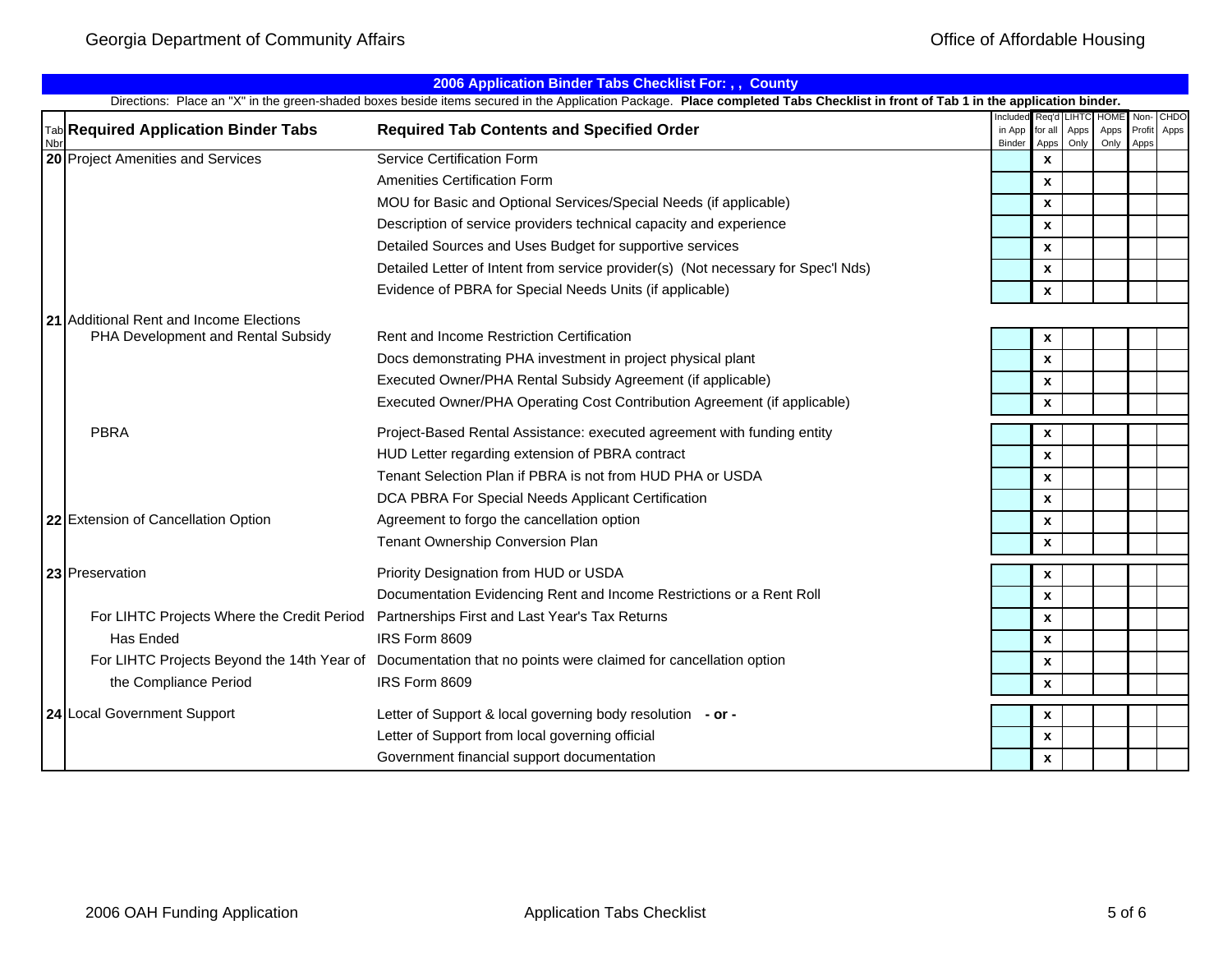## 2006 Application Binder Tabs Checklist For: , , County

Directions: Place an "X" in the green-shaded boxes beside items secured in the Application Package. **Place completed Tabs Checklist in front of Tab 1 in the application binder.**

| Tab Nbr | Required Application Binder Tabs | Required Tab Contents and Specified Order | Included in App Binder | Req'd for all Apps | LIHTC Apps Only | HOME Apps Only | Non-Profit Apps | CHDO Apps |
|---|---|---|---|---|---|---|---|---|
| 20 | Project Amenities and Services | Service Certification Form | | x | | | | |
| | | Amenities Certification Form | | x | | | | |
| | | MOU for Basic and Optional Services/Special Needs (if applicable) | | x | | | | |
| | | Description of service providers technical capacity and experience | | x | | | | |
| | | Detailed Sources and Uses Budget for supportive services | | x | | | | |
| | | Detailed Letter of Intent from service provider(s) (Not necessary for Spec'l Nds) | | x | | | | |
| | | Evidence of PBRA for Special Needs Units (if applicable) | | x | | | | |
| 21 | Additional Rent and Income Elections | | | | | | | |
| | PHA Development and Rental Subsidy | Rent and Income Restriction Certification | | x | | | | |
| | | Docs demonstrating PHA investment in project physical plant | | x | | | | |
| | | Executed Owner/PHA Rental Subsidy Agreement (if applicable) | | x | | | | |
| | | Executed Owner/PHA Operating Cost Contribution Agreement (if applicable) | | x | | | | |
| | PBRA | Project-Based Rental Assistance: executed agreement with funding entity | | x | | | | |
| | | HUD Letter regarding extension of PBRA contract | | x | | | | |
| | | Tenant Selection Plan if PBRA is not from HUD PHA or USDA | | x | | | | |
| | | DCA PBRA For Special Needs Applicant Certification | | x | | | | |
| 22 | Extension of Cancellation Option | Agreement to forgo the cancellation option | | x | | | | |
| | | Tenant Ownership Conversion Plan | | x | | | | |
| 23 | Preservation | Priority Designation from HUD or USDA | | x | | | | |
| | | Documentation Evidencing Rent and Income Restrictions or a Rent Roll | | x | | | | |
| | For LIHTC Projects Where the Credit Period | Partnerships First and Last Year's Tax Returns | | x | | | | |
| | Has Ended | IRS Form 8609 | | x | | | | |
| | For LIHTC Projects Beyond the 14th Year of | Documentation that no points were claimed for cancellation option | | x | | | | |
| | the Compliance Period | IRS Form 8609 | | x | | | | |
| 24 | Local Government Support | Letter of Support & local governing body resolution **- or -** | | x | | | | |
| | | Letter of Support from local governing official | | x | | | | |
| | | Government financial support documentation | | x | | | | |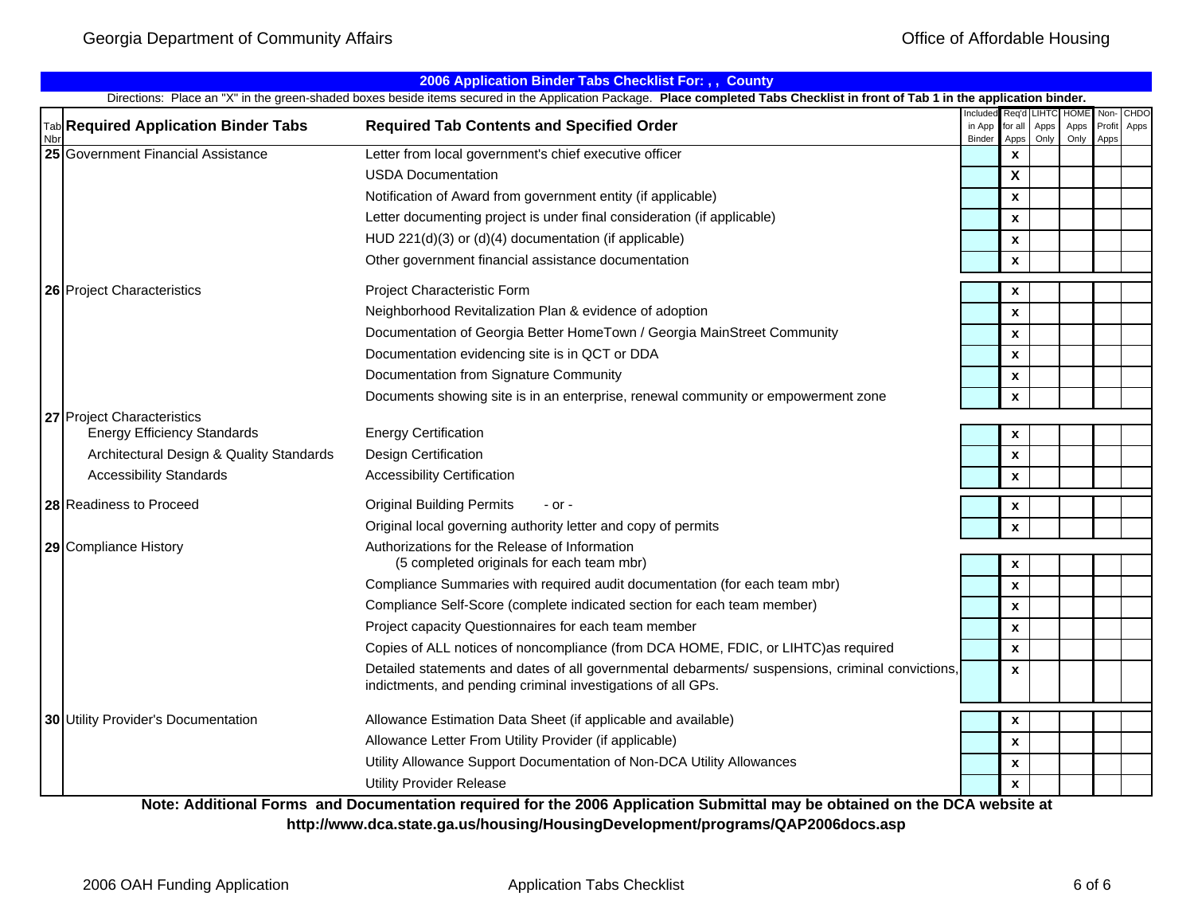**2006 Application Binder Tabs Checklist For: , , County**

Directions: Place an "X" in the green-shaded boxes beside items secured in the Application Package. **Place completed Tabs Checklist in front of Tab 1 in the application binder.**

| Tab Nbr | Required Application Binder Tabs | Required Tab Contents and Specified Order | Included in App Binder | Req'd for all Apps | LIHTC Apps Only | HOME Apps Only | Non-Profit Apps | CHDO Apps |
|---|---|---|---|---|---|---|---|---|
| 25 | Government Financial Assistance | Letter from local government's chief executive officer | | x | | | | |
| | | USDA Documentation | | X | | | | |
| | | Notification of Award from government entity (if applicable) | | x | | | | |
| | | Letter documenting project is under final consideration (if applicable) | | x | | | | |
| | | HUD 221(d)(3) or (d)(4) documentation (if applicable) | | x | | | | |
| | | Other government financial assistance documentation | | x | | | | |
| 26 | Project Characteristics | Project Characteristic Form | | x | | | | |
| | | Neighborhood Revitalization Plan & evidence of adoption | | x | | | | |
| | | Documentation of Georgia Better HomeTown / Georgia MainStreet Community | | x | | | | |
| | | Documentation evidencing site is in QCT or DDA | | x | | | | |
| | | Documentation from Signature Community | | x | | | | |
| | | Documents showing site is in an enterprise, renewal community or empowerment zone | | x | | | | |
| 27 | Project Characteristics | | | | | | | |
| | Energy Efficiency Standards | Energy Certification | | x | | | | |
| | Architectural Design & Quality Standards | Design Certification | | x | | | | |
| | Accessibility Standards | Accessibility Certification | | x | | | | |
| 28 | Readiness to Proceed | Original Building Permits - or - | | x | | | | |
| | | Original local governing authority letter and copy of permits | | x | | | | |
| 29 | Compliance History | Authorizations for the Release of Information (5 completed originals for each team mbr) | | x | | | | |
| | | Compliance Summaries with required audit documentation (for each team mbr) | | x | | | | |
| | | Compliance Self-Score (complete indicated section for each team member) | | x | | | | |
| | | Project capacity Questionnaires for each team member | | x | | | | |
| | | Copies of ALL notices of noncompliance (from DCA HOME, FDIC, or LIHTC)as required | | x | | | | |
| | | Detailed statements and dates of all governmental debarments/ suspensions, criminal convictions, indictments, and pending criminal investigations of all GPs. | | x | | | | |
| 30 | Utility Provider's Documentation | Allowance Estimation Data Sheet (if applicable and available) | | x | | | | |
| | | Allowance Letter From Utility Provider (if applicable) | | x | | | | |
| | | Utility Allowance Support Documentation of Non-DCA Utility Allowances | | x | | | | |
| | | Utility Provider Release | | x | | | | |

**Note: Additional Forms and Documentation required for the 2006 Application Submittal may be obtained on the DCA website at http://www.dca.state.ga.us/housing/HousingDevelopment/programs/QAP2006docs.asp**